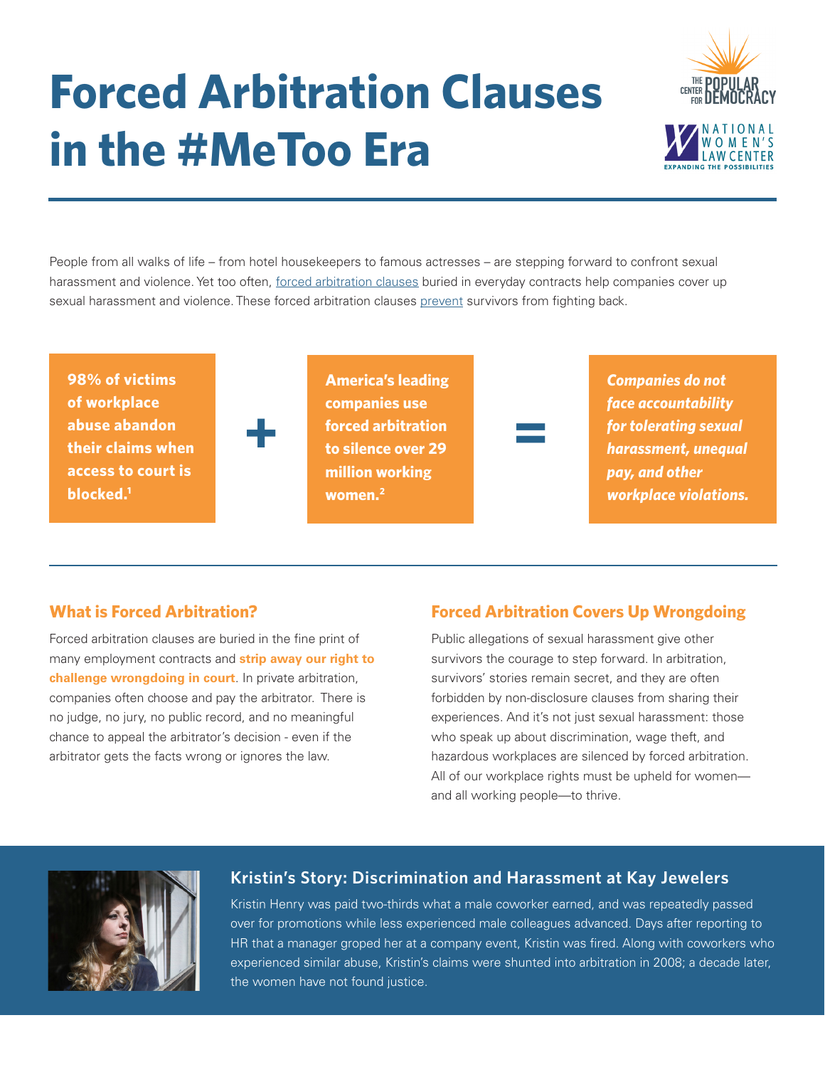# Forced Arbitration Clauses in the #MeToo Era

THE CENTER FOR POPULAR DEMOCRACY

NATIONAL WOMEN'S LAW CENTER
EXPANDING THE POSSIBILITIES

People from all walks of life – from hotel housekeepers to famous actresses – are stepping forward to confront sexual harassment and violence. Yet too often, forced arbitration clauses buried in everyday contracts help companies cover up sexual harassment and violence. These forced arbitration clauses prevent survivors from fighting back.

**98% of victims of workplace abuse abandon their claims when access to court is blocked.**[1]

**+**

**America's leading companies use forced arbitration to silence over 29 million working women.**[2]

**=**

***Companies do not face accountability for tolerating sexual harassment, unequal pay, and other workplace violations.***

## What is Forced Arbitration?

Forced arbitration clauses are buried in the fine print of many employment contracts and **strip away our right to challenge wrongdoing in court**. In private arbitration, companies often choose and pay the arbitrator. There is no judge, no jury, no public record, and no meaningful chance to appeal the arbitrator's decision - even if the arbitrator gets the facts wrong or ignores the law.

## Forced Arbitration Covers Up Wrongdoing

Public allegations of sexual harassment give other survivors the courage to step forward. In arbitration, survivors' stories remain secret, and they are often forbidden by non-disclosure clauses from sharing their experiences. And it's not just sexual harassment: those who speak up about discrimination, wage theft, and hazardous workplaces are silenced by forced arbitration. All of our workplace rights must be upheld for women—and all working people—to thrive.

## Kristin's Story: Discrimination and Harassment at Kay Jewelers

Kristin Henry was paid two-thirds what a male coworker earned, and was repeatedly passed over for promotions while less experienced male colleagues advanced. Days after reporting to HR that a manager groped her at a company event, Kristin was fired. Along with coworkers who experienced similar abuse, Kristin's claims were shunted into arbitration in 2008; a decade later, the women have not found justice.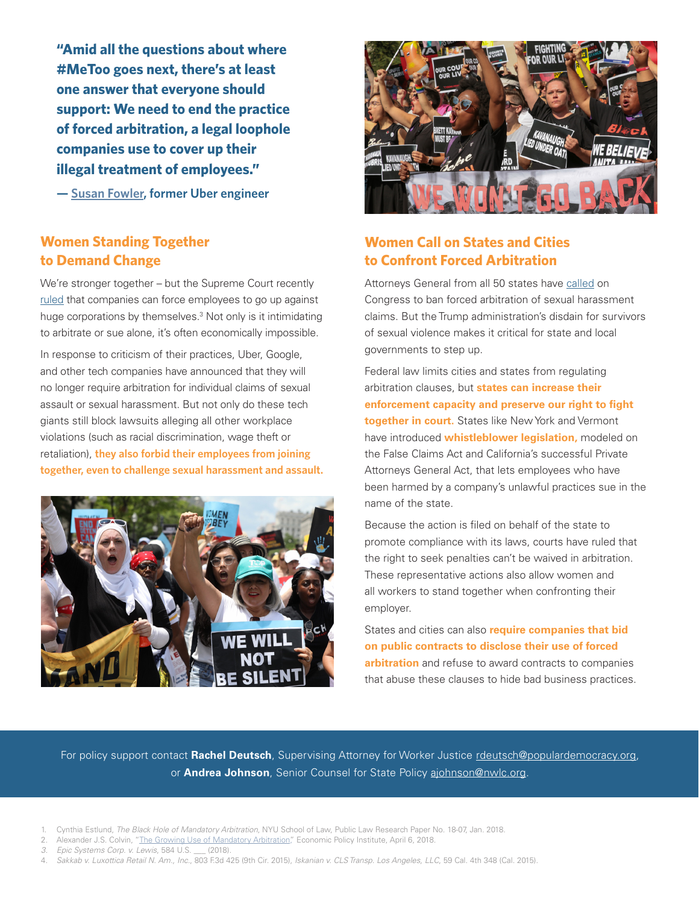**"Amid all the questions about where #MeToo goes next, there's at least one answer that everyone should support: We need to end the practice of forced arbitration, a legal loophole companies use to cover up their illegal treatment of employees."**

**— Susan Fowler, former Uber engineer**

## Women Standing Together to Demand Change

We're stronger together – but the Supreme Court recently ruled that companies can force employees to go up against huge corporations by themselves.[3] Not only is it intimidating to arbitrate or sue alone, it's often economically impossible.

In response to criticism of their practices, Uber, Google, and other tech companies have announced that they will no longer require arbitration for individual claims of sexual assault or sexual harassment. But not only do these tech giants still block lawsuits alleging all other workplace violations (such as racial discrimination, wage theft or retaliation), **they also forbid their employees from joining together, even to challenge sexual harassment and assault.**

## Women Call on States and Cities to Confront Forced Arbitration

Attorneys General from all 50 states have called on Congress to ban forced arbitration of sexual harassment claims. But the Trump administration's disdain for survivors of sexual violence makes it critical for state and local governments to step up.

Federal law limits cities and states from regulating arbitration clauses, but **states can increase their enforcement capacity and preserve our right to fight together in court.** States like New York and Vermont have introduced **whistleblower legislation,** modeled on the False Claims Act and California's successful Private Attorneys General Act, that lets employees who have been harmed by a company's unlawful practices sue in the name of the state.

Because the action is filed on behalf of the state to promote compliance with its laws, courts have ruled that the right to seek penalties can't be waived in arbitration. These representative actions also allow women and all workers to stand together when confronting their employer.

States and cities can also **require companies that bid on public contracts to disclose their use of forced arbitration** and refuse to award contracts to companies that abuse these clauses to hide bad business practices.

For policy support contact **Rachel Deutsch**, Supervising Attorney for Worker Justice rdeutsch@populardemocracy.org, or **Andrea Johnson**, Senior Counsel for State Policy ajohnson@nwlc.org.

1. Cynthia Estlund, *The Black Hole of Mandatory Arbitration*, NYU School of Law, Public Law Research Paper No. 18-07, Jan. 2018.
2. Alexander J.S. Colvin, "The Growing Use of Mandatory Arbitration," Economic Policy Institute, April 6, 2018.
3. *Epic Systems Corp. v. Lewis*, 584 U.S. ___ (2018).
4. *Sakkab v. Luxottica Retail N. Am., Inc.*, 803 F.3d 425 (9th Cir. 2015), *Iskanian v. CLS Transp. Los Angeles, LLC*, 59 Cal. 4th 348 (Cal. 2015).